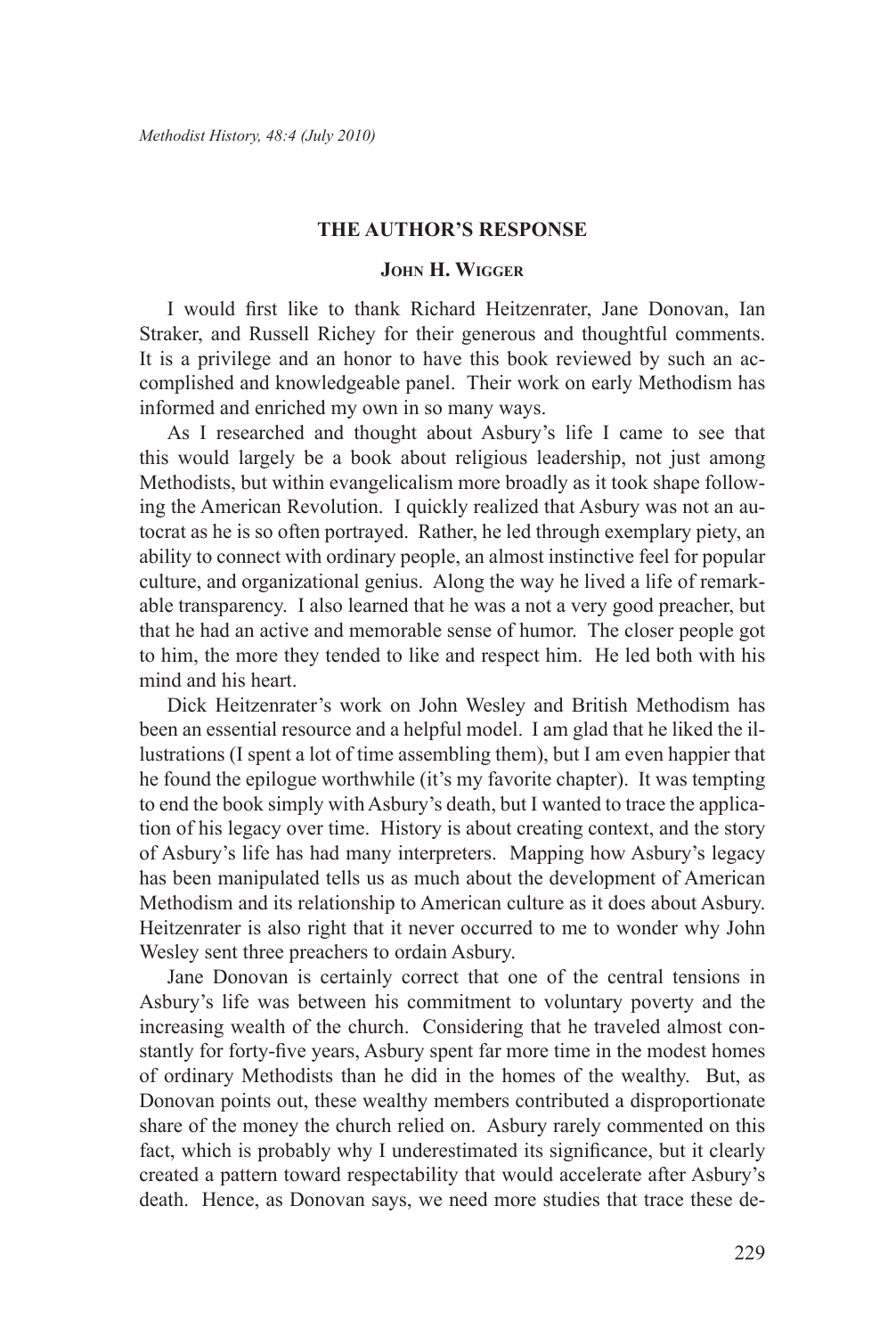## THE AUTHOR'S RESPONSE

### John H. Wigger

I would first like to thank Richard Heitzenrater, Jane Donovan, Ian Straker, and Russell Richey for their generous and thoughtful comments. It is a privilege and an honor to have this book reviewed by such an accomplished and knowledgeable panel. Their work on early Methodism has informed and enriched my own in so many ways.

As I researched and thought about Asbury's life I came to see that this would largely be a book about religious leadership, not just among Methodists, but within evangelicalism more broadly as it took shape following the American Revolution. I quickly realized that Asbury was not an autocrat as he is so often portrayed. Rather, he led through exemplary piety, an ability to connect with ordinary people, an almost instinctive feel for popular culture, and organizational genius. Along the way he lived a life of remarkable transparency. I also learned that he was a not a very good preacher, but that he had an active and memorable sense of humor. The closer people got to him, the more they tended to like and respect him. He led both with his mind and his heart.

Dick Heitzenrater's work on John Wesley and British Methodism has been an essential resource and a helpful model. I am glad that he liked the illustrations (I spent a lot of time assembling them), but I am even happier that he found the epilogue worthwhile (it's my favorite chapter). It was tempting to end the book simply with Asbury's death, but I wanted to trace the application of his legacy over time. History is about creating context, and the story of Asbury's life has had many interpreters. Mapping how Asbury's legacy has been manipulated tells us as much about the development of American Methodism and its relationship to American culture as it does about Asbury. Heitzenrater is also right that it never occurred to me to wonder why John Wesley sent three preachers to ordain Asbury.

Jane Donovan is certainly correct that one of the central tensions in Asbury's life was between his commitment to voluntary poverty and the increasing wealth of the church. Considering that he traveled almost constantly for forty-five years, Asbury spent far more time in the modest homes of ordinary Methodists than he did in the homes of the wealthy. But, as Donovan points out, these wealthy members contributed a disproportionate share of the money the church relied on. Asbury rarely commented on this fact, which is probably why I underestimated its significance, but it clearly created a pattern toward respectability that would accelerate after Asbury's death. Hence, as Donovan says, we need more studies that trace these de-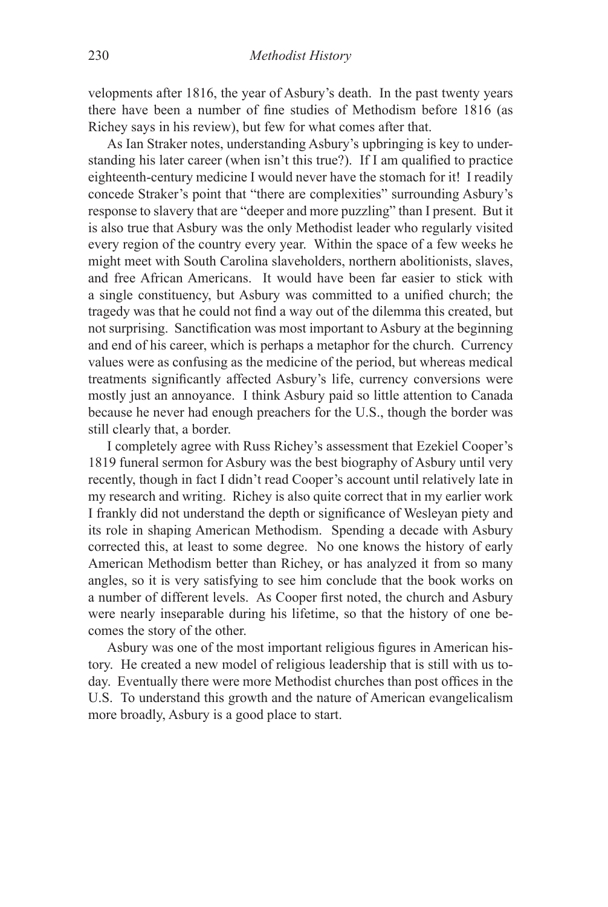velopments after 1816, the year of Asbury's death. In the past twenty years there have been a number of fine studies of Methodism before 1816 (as Richey says in his review), but few for what comes after that.

As Ian Straker notes, understanding Asbury's upbringing is key to understanding his later career (when isn't this true?). If I am qualified to practice eighteenth-century medicine I would never have the stomach for it! I readily concede Straker's point that "there are complexities" surrounding Asbury's response to slavery that are "deeper and more puzzling" than I present. But it is also true that Asbury was the only Methodist leader who regularly visited every region of the country every year. Within the space of a few weeks he might meet with South Carolina slaveholders, northern abolitionists, slaves, and free African Americans. It would have been far easier to stick with a single constituency, but Asbury was committed to a unified church; the tragedy was that he could not find a way out of the dilemma this created, but not surprising. Sanctification was most important to Asbury at the beginning and end of his career, which is perhaps a metaphor for the church. Currency values were as confusing as the medicine of the period, but whereas medical treatments significantly affected Asbury's life, currency conversions were mostly just an annoyance. I think Asbury paid so little attention to Canada because he never had enough preachers for the U.S., though the border was still clearly that, a border.

I completely agree with Russ Richey's assessment that Ezekiel Cooper's 1819 funeral sermon for Asbury was the best biography of Asbury until very recently, though in fact I didn't read Cooper's account until relatively late in my research and writing. Richey is also quite correct that in my earlier work I frankly did not understand the depth or significance of Wesleyan piety and its role in shaping American Methodism. Spending a decade with Asbury corrected this, at least to some degree. No one knows the history of early American Methodism better than Richey, or has analyzed it from so many angles, so it is very satisfying to see him conclude that the book works on a number of different levels. As Cooper first noted, the church and Asbury were nearly inseparable during his lifetime, so that the history of one becomes the story of the other.

Asbury was one of the most important religious figures in American history. He created a new model of religious leadership that is still with us today. Eventually there were more Methodist churches than post offices in the U.S. To understand this growth and the nature of American evangelicalism more broadly, Asbury is a good place to start.